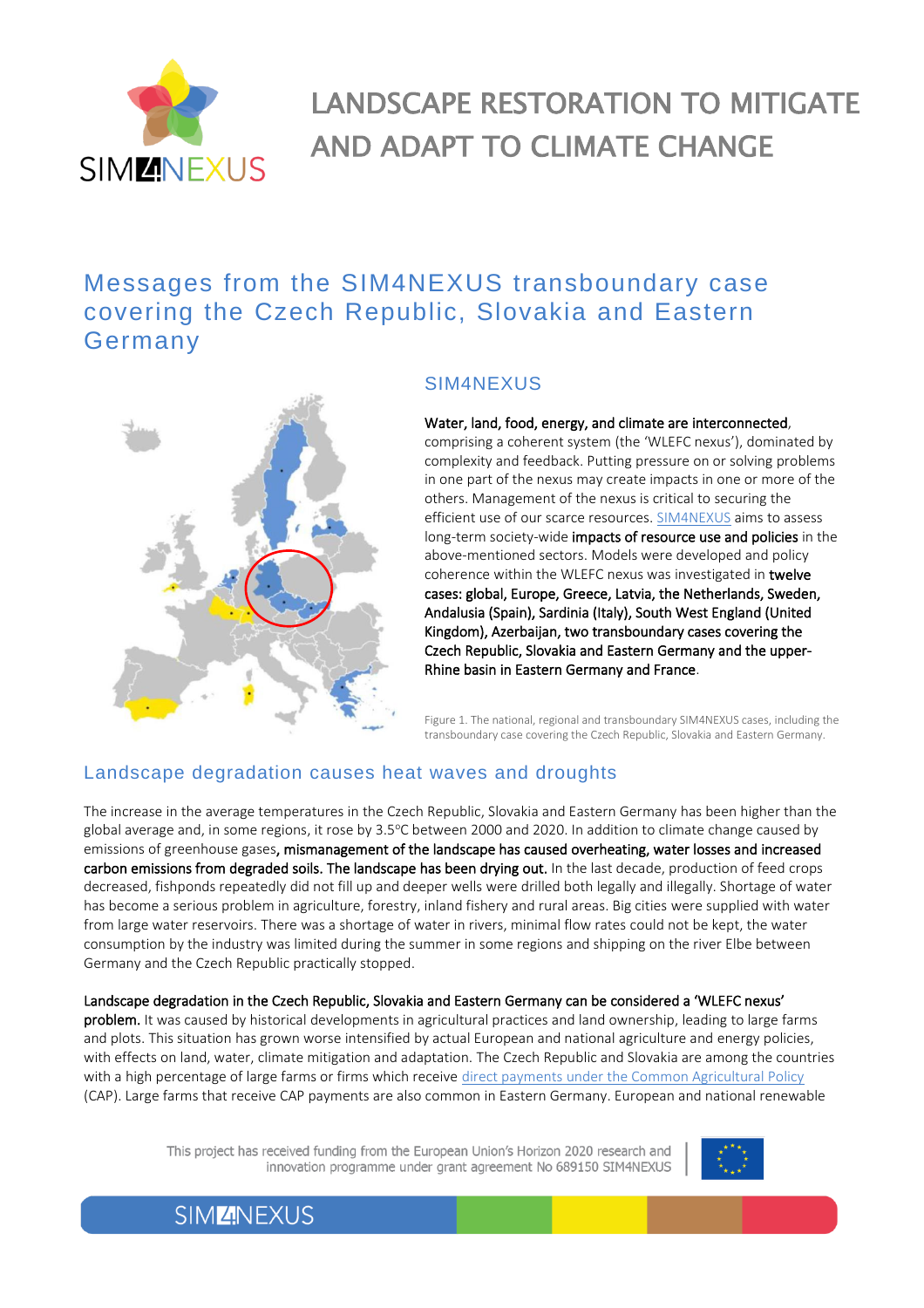# LANDSCAPE RESTORATION TO MITIGATE AND ADAPT TO CLIMATE CHANGE

## Messages from the SIM4NEXUS transboundary case covering the Czech Republic, Slovakia and Eastern Germany

### SIM4NEXUS

**Water, land, food, energy, and climate are interconnected**, comprising a coherent system (the 'WLEFC nexus'), dominated by complexity and feedback. Putting pressure on or solving problems in one part of the nexus may create impacts in one or more of the others. Management of the nexus is critical to securing the efficient use of our scarce resources. SIM4NEXUS aims to assess long-term society-wide **impacts of resource use and policies** in the above-mentioned sectors. Models were developed and policy coherence within the WLEFC nexus was investigated in **twelve cases: global, Europe, Greece, Latvia, the Netherlands, Sweden, Andalusia (Spain), Sardinia (Italy), South West England (United Kingdom), Azerbaijan, two transboundary cases covering the Czech Republic, Slovakia and Eastern Germany and the upper-Rhine basin in Eastern Germany and France**.

Figure 1. The national, regional and transboundary SIM4NEXUS cases, including the transboundary case covering the Czech Republic, Slovakia and Eastern Germany.

## Landscape degradation causes heat waves and droughts

The increase in the average temperatures in the Czech Republic, Slovakia and Eastern Germany has been higher than the global average and, in some regions, it rose by 3.5°C between 2000 and 2020. In addition to climate change caused by emissions of greenhouse gases, **mismanagement of the landscape has caused overheating, water losses and increased carbon emissions from degraded soils. The landscape has been drying out.** In the last decade, production of feed crops decreased, fishponds repeatedly did not fill up and deeper wells were drilled both legally and illegally. Shortage of water has become a serious problem in agriculture, forestry, inland fishery and rural areas. Big cities were supplied with water from large water reservoirs. There was a shortage of water in rivers, minimal flow rates could not be kept, the water consumption by the industry was limited during the summer in some regions and shipping on the river Elbe between Germany and the Czech Republic practically stopped.

**Landscape degradation in the Czech Republic, Slovakia and Eastern Germany can be considered a 'WLEFC nexus' problem.** It was caused by historical developments in agricultural practices and land ownership, leading to large farms and plots. This situation has grown worse intensified by actual European and national agriculture and energy policies, with effects on land, water, climate mitigation and adaptation. The Czech Republic and Slovakia are among the countries with a high percentage of large farms or firms which receive direct payments under the Common Agricultural Policy (CAP). Large farms that receive CAP payments are also common in Eastern Germany. European and national renewable

This project has received funding from the European Union's Horizon 2020 research and innovation programme under grant agreement No 689150 SIM4NEXUS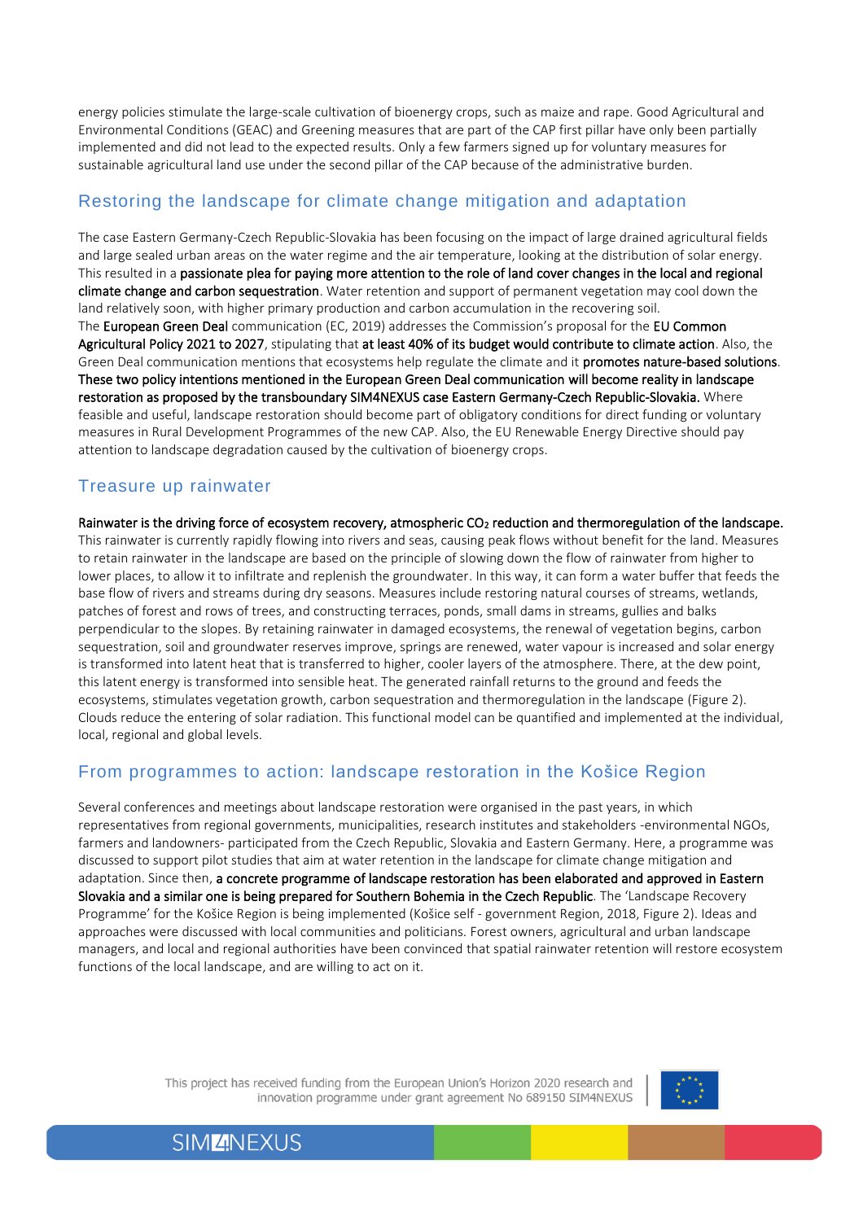energy policies stimulate the large-scale cultivation of bioenergy crops, such as maize and rape. Good Agricultural and Environmental Conditions (GEAC) and Greening measures that are part of the CAP first pillar have only been partially implemented and did not lead to the expected results. Only a few farmers signed up for voluntary measures for sustainable agricultural land use under the second pillar of the CAP because of the administrative burden.

## Restoring the landscape for climate change mitigation and adaptation

The case Eastern Germany-Czech Republic-Slovakia has been focusing on the impact of large drained agricultural fields and large sealed urban areas on the water regime and the air temperature, looking at the distribution of solar energy. This resulted in a **passionate plea for paying more attention to the role of land cover changes in the local and regional climate change and carbon sequestration**. Water retention and support of permanent vegetation may cool down the land relatively soon, with higher primary production and carbon accumulation in the recovering soil.
The **European Green Deal** communication (EC, 2019) addresses the Commission's proposal for the **EU Common Agricultural Policy 2021 to 2027**, stipulating that **at least 40% of its budget would contribute to climate action**. Also, the Green Deal communication mentions that ecosystems help regulate the climate and it **promotes nature-based solutions**. **These two policy intentions mentioned in the European Green Deal communication will become reality in landscape restoration as proposed by the transboundary SIM4NEXUS case Eastern Germany-Czech Republic-Slovakia.** Where feasible and useful, landscape restoration should become part of obligatory conditions for direct funding or voluntary measures in Rural Development Programmes of the new CAP. Also, the EU Renewable Energy Directive should pay attention to landscape degradation caused by the cultivation of bioenergy crops.

## Treasure up rainwater

**Rainwater is the driving force of ecosystem recovery, atmospheric $CO_2$ reduction and thermoregulation of the landscape.** This rainwater is currently rapidly flowing into rivers and seas, causing peak flows without benefit for the land. Measures to retain rainwater in the landscape are based on the principle of slowing down the flow of rainwater from higher to lower places, to allow it to infiltrate and replenish the groundwater. In this way, it can form a water buffer that feeds the base flow of rivers and streams during dry seasons. Measures include restoring natural courses of streams, wetlands, patches of forest and rows of trees, and constructing terraces, ponds, small dams in streams, gullies and balks perpendicular to the slopes. By retaining rainwater in damaged ecosystems, the renewal of vegetation begins, carbon sequestration, soil and groundwater reserves improve, springs are renewed, water vapour is increased and solar energy is transformed into latent heat that is transferred to higher, cooler layers of the atmosphere. There, at the dew point, this latent energy is transformed into sensible heat. The generated rainfall returns to the ground and feeds the ecosystems, stimulates vegetation growth, carbon sequestration and thermoregulation in the landscape (Figure 2). Clouds reduce the entering of solar radiation. This functional model can be quantified and implemented at the individual, local, regional and global levels.

## From programmes to action: landscape restoration in the Košice Region

Several conferences and meetings about landscape restoration were organised in the past years, in which representatives from regional governments, municipalities, research institutes and stakeholders -environmental NGOs, farmers and landowners- participated from the Czech Republic, Slovakia and Eastern Germany. Here, a programme was discussed to support pilot studies that aim at water retention in the landscape for climate change mitigation and adaptation. Since then, **a concrete programme of landscape restoration has been elaborated and approved in Eastern Slovakia and a similar one is being prepared for Southern Bohemia in the Czech Republic**. The 'Landscape Recovery Programme' for the Košice Region is being implemented (Košice self - government Region, 2018, Figure 2). Ideas and approaches were discussed with local communities and politicians. Forest owners, agricultural and urban landscape managers, and local and regional authorities have been convinced that spatial rainwater retention will restore ecosystem functions of the local landscape, and are willing to act on it.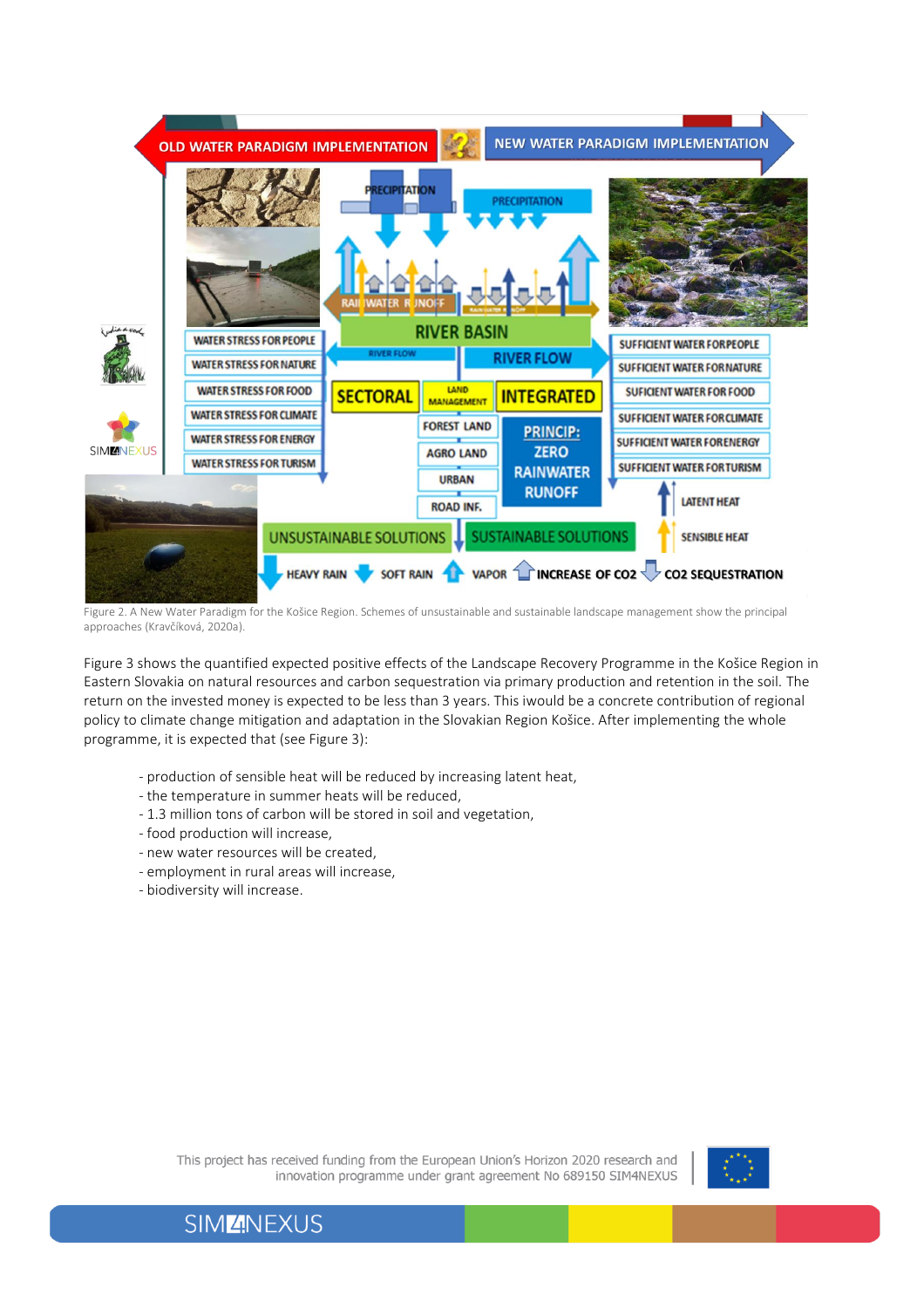Figure 2. A New Water Paradigm for the Košice Region. Schemes of unsustainable and sustainable landscape management show the principal approaches (Kravčíková, 2020a).

Figure 3 shows the quantified expected positive effects of the Landscape Recovery Programme in the Košice Region in Eastern Slovakia on natural resources and carbon sequestration via primary production and retention in the soil. The return on the invested money is expected to be less than 3 years. This iwould be a concrete contribution of regional policy to climate change mitigation and adaptation in the Slovakian Region Košice. After implementing the whole programme, it is expected that (see Figure 3):

- production of sensible heat will be reduced by increasing latent heat,
- the temperature in summer heats will be reduced,
- 1.3 million tons of carbon will be stored in soil and vegetation,
- food production will increase,
- new water resources will be created,
- employment in rural areas will increase,
- biodiversity will increase.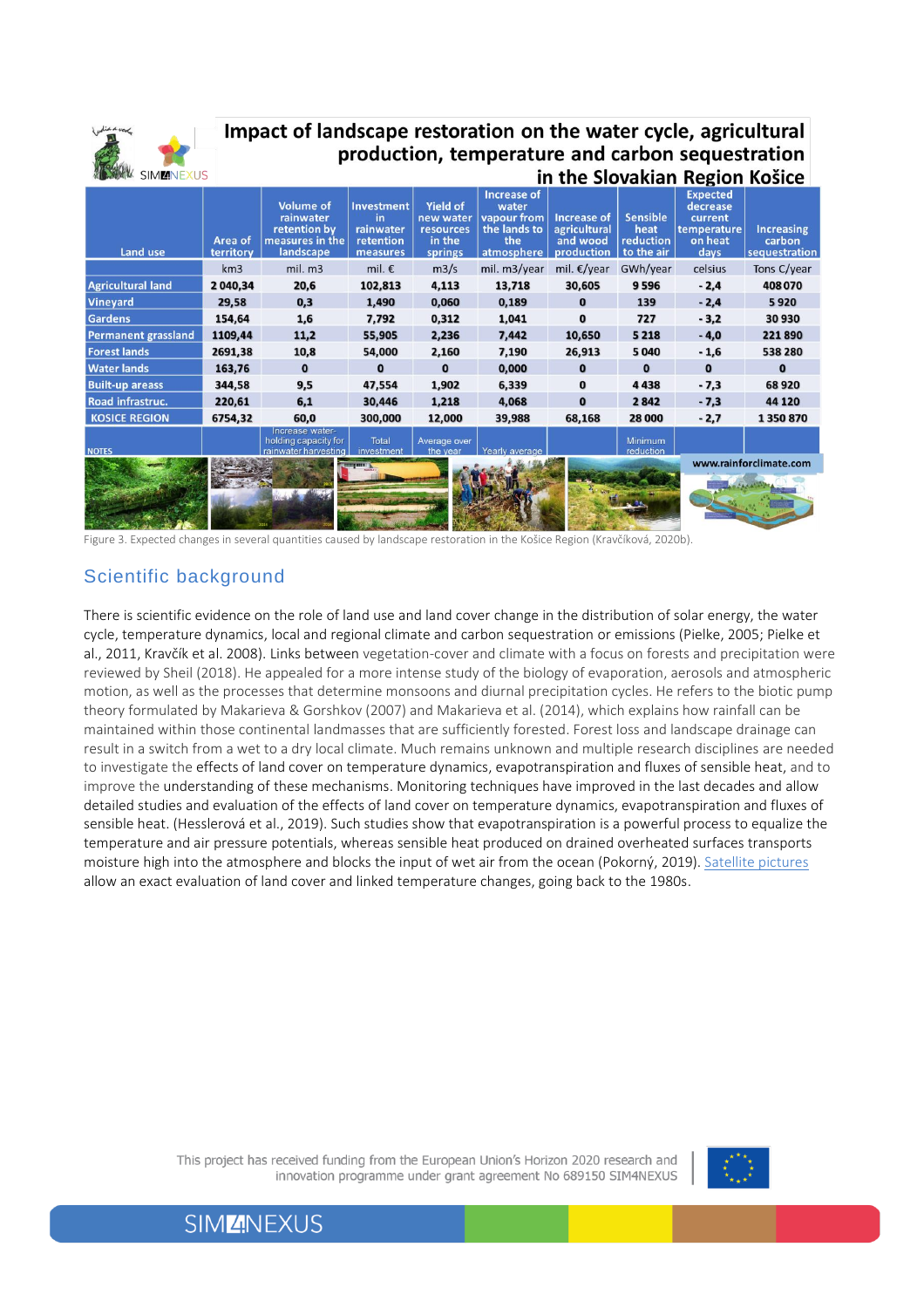## Impact of landscape restoration on the water cycle, agricultural production, temperature and carbon sequestration in the Slovakian Region Košice

| Land use | Area of territory | Volume of rainwater retention by measures in the landscape | Investment in rainwater retention measures | Yield of new water resources in the springs | Increase of water vapour from the lands to the atmosphere | Increase of agricultural and wood production | Sensible heat reduction to the air | Expected decrease current temperature on heat days | Increasing carbon sequestration |
|---|---|---|---|---|---|---|---|---|---|
| | km3 | mil. m3 | mil. € | m3/s | mil. m3/year | mil. €/year | GWh/year | celsius | Tons C/year |
| Agricultural land | 2 040,34 | 20,6 | 102,813 | 4,113 | 13,718 | 30,605 | 9 596 | - 2,4 | 408 070 |
| Vineyard | 29,58 | 0,3 | 1,490 | 0,060 | 0,189 | 0 | 139 | - 2,4 | 5 920 |
| Gardens | 154,64 | 1,6 | 7,792 | 0,312 | 1,041 | 0 | 727 | - 3,2 | 30 930 |
| Permanent grassland | 1109,44 | 11,2 | 55,905 | 2,236 | 7,442 | 10,650 | 5 218 | - 4,0 | 221 890 |
| Forest lands | 2691,38 | 10,8 | 54,000 | 2,160 | 7,190 | 26,913 | 5 040 | - 1,6 | 538 280 |
| Water lands | 163,76 | 0 | 0 | 0 | 0,000 | 0 | 0 | 0 | 0 |
| Built-up areass | 344,58 | 9,5 | 47,554 | 1,902 | 6,339 | 0 | 4 438 | - 7,3 | 68 920 |
| Road infrastruc. | 220,61 | 6,1 | 30,446 | 1,218 | 4,068 | 0 | 2 842 | - 7,3 | 44 120 |
| KOSICE REGION | 6754,32 | 60,0 | 300,000 | 12,000 | 39,988 | 68,168 | 28 000 | - 2,7 | 1 350 870 |
| NOTES | | Increase water-holding capacity for rainwater harvesting | Total investment | Average over the year | Yearly average | | Minimum reduction | | |

www.rainforclimate.com

Figure 3. Expected changes in several quantities caused by landscape restoration in the Košice Region (Kravčíková, 2020b).

## Scientific background

There is scientific evidence on the role of land use and land cover change in the distribution of solar energy, the water cycle, temperature dynamics, local and regional climate and carbon sequestration or emissions (Pielke, 2005; Pielke et al., 2011, Kravčík et al. 2008). Links between vegetation-cover and climate with a focus on forests and precipitation were reviewed by Sheil (2018). He appealed for a more intense study of the biology of evaporation, aerosols and atmospheric motion, as well as the processes that determine monsoons and diurnal precipitation cycles. He refers to the biotic pump theory formulated by Makarieva & Gorshkov (2007) and Makarieva et al. (2014), which explains how rainfall can be maintained within those continental landmasses that are sufficiently forested. Forest loss and landscape drainage can result in a switch from a wet to a dry local climate. Much remains unknown and multiple research disciplines are needed to investigate the effects of land cover on temperature dynamics, evapotranspiration and fluxes of sensible heat, and to improve the understanding of these mechanisms. Monitoring techniques have improved in the last decades and allow detailed studies and evaluation of the effects of land cover on temperature dynamics, evapotranspiration and fluxes of sensible heat. (Hesslerová et al., 2019). Such studies show that evapotranspiration is a powerful process to equalize the temperature and air pressure potentials, whereas sensible heat produced on drained overheated surfaces transports moisture high into the atmosphere and blocks the input of wet air from the ocean (Pokorný, 2019). Satellite pictures allow an exact evaluation of land cover and linked temperature changes, going back to the 1980s.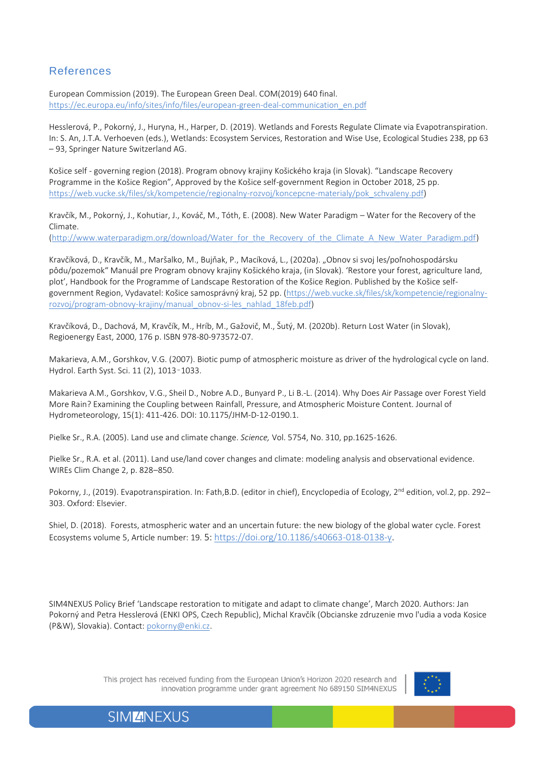## References

European Commission (2019). The European Green Deal. COM(2019) 640 final. https://ec.europa.eu/info/sites/info/files/european-green-deal-communication_en.pdf

Hesslerová, P., Pokorný, J., Huryna, H., Harper, D. (2019). Wetlands and Forests Regulate Climate via Evapotranspiration. In: S. An, J.T.A. Verhoeven (eds.), Wetlands: Ecosystem Services, Restoration and Wise Use, Ecological Studies 238, pp 63 – 93, Springer Nature Switzerland AG.

Košice self - governing region (2018). Program obnovy krajiny Košického kraja (in Slovak). "Landscape Recovery Programme in the Košice Region", Approved by the Košice self-government Region in October 2018, 25 pp. https://web.vucke.sk/files/sk/kompetencie/regionalny-rozvoj/koncepcne-materialy/pok_schvaleny.pdf)

Kravčík, M., Pokorný, J., Kohutiar, J., Kováč, M., Tóth, E. (2008). New Water Paradigm – Water for the Recovery of the Climate. (http://www.waterparadigm.org/download/Water_for_the_Recovery_of_the_Climate_A_New_Water_Paradigm.pdf)

Kravčíková, D., Kravčík, M., Maršalko, M., Bujňak, P., Macíková, L., (2020a). „Obnov si svoj les/poľnohospodársku pôdu/pozemok" Manuál pre Program obnovy krajiny Košického kraja, (in Slovak). 'Restore your forest, agriculture land, plot', Handbook for the Programme of Landscape Restoration of the Košice Region. Published by the Košice self-government Region, Vydavatel: Košice samosprávný kraj, 52 pp. (https://web.vucke.sk/files/sk/kompetencie/regionalny-rozvoj/program-obnovy-krajiny/manual_obnov-si-les_nahlad_18feb.pdf)

Kravčíková, D., Dachová, M, Kravčík, M., Hríb, M., Gažovič, M., Šutý, M. (2020b). Return Lost Water (in Slovak), Regioenergy East, 2000, 176 p. ISBN 978-80-973572-07.

Makarieva, A.M., Gorshkov, V.G. (2007). Biotic pump of atmospheric moisture as driver of the hydrological cycle on land. Hydrol. Earth Syst. Sci. 11 (2), 1013‑1033.

Makarieva A.M., Gorshkov, V.G., Sheil D., Nobre A.D., Bunyard P., Li B.-L. (2014). Why Does Air Passage over Forest Yield More Rain? Examining the Coupling between Rainfall, Pressure, and Atmospheric Moisture Content. Journal of Hydrometeorology, 15(1): 411-426. DOI: 10.1175/JHM-D-12-0190.1.

Pielke Sr., R.A. (2005). Land use and climate change. *Science,* Vol. 5754, No. 310, pp.1625-1626.

Pielke Sr., R.A. et al. (2011). Land use/land cover changes and climate: modeling analysis and observational evidence. WIREs Clim Change 2, p. 828–850.

Pokorny, J., (2019). Evapotranspiration. In: Fath,B.D. (editor in chief), Encyclopedia of Ecology, 2nd edition, vol.2, pp. 292–303. Oxford: Elsevier.

Shiel, D. (2018). Forests, atmospheric water and an uncertain future: the new biology of the global water cycle. Forest Ecosystems volume 5, Article number: 19. 5: https://doi.org/10.1186/s40663-018-0138-y.

SIM4NEXUS Policy Brief 'Landscape restoration to mitigate and adapt to climate change', March 2020. Authors: Jan Pokorný and Petra Hesslerová (ENKI OPS, Czech Republic), Michal Kravčík (Obcianske zdruzenie mvo l'udia a voda Kosice (P&W), Slovakia). Contact: pokorny@enki.cz.

This project has received funding from the European Union's Horizon 2020 research and innovation programme under grant agreement No 689150 SIM4NEXUS